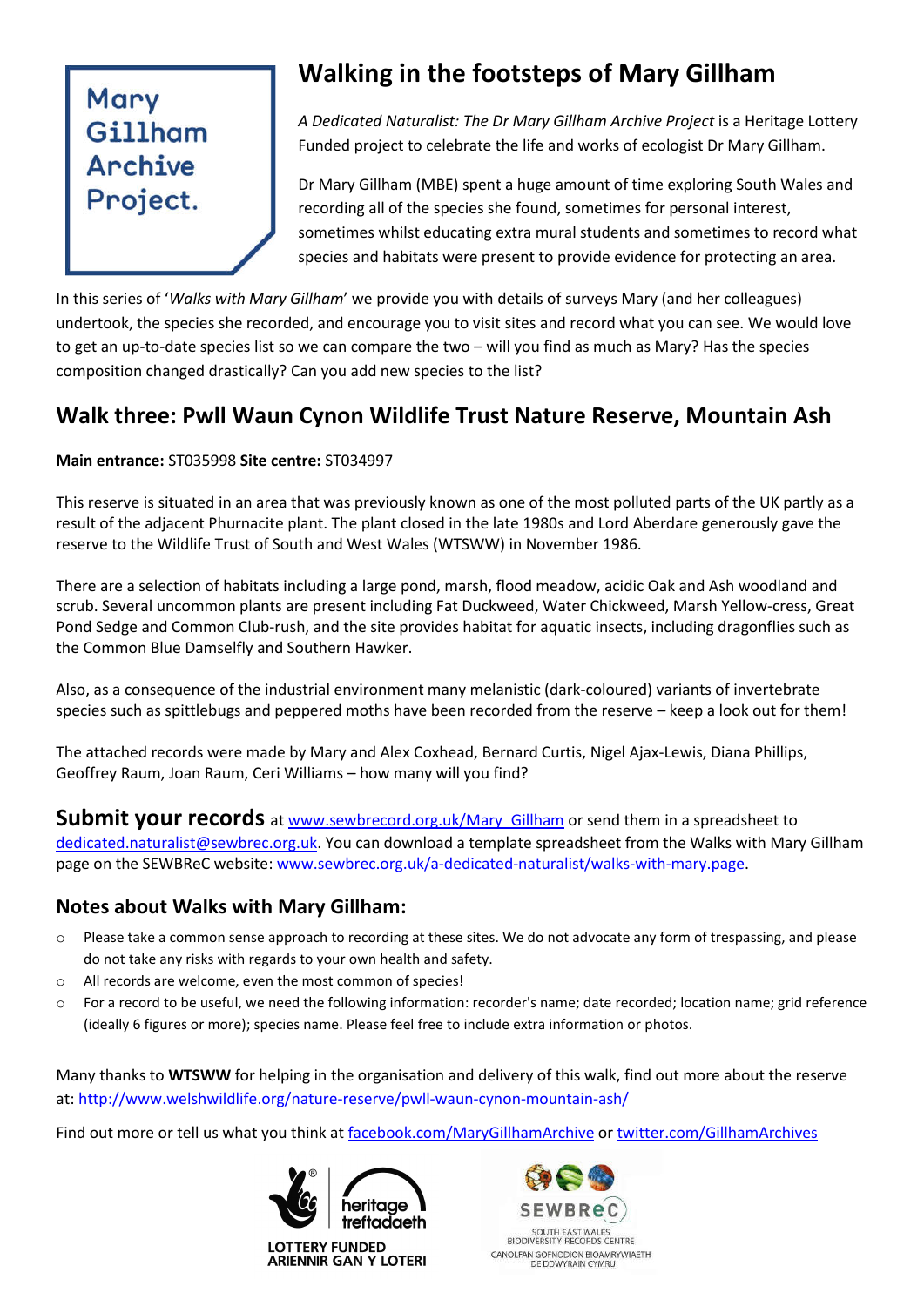Mary Gillham Archive Project.

# Walking in the footsteps of Mary Gillham

*A Dedicated Naturalist: The Dr Mary Gillham Archive Project* is a Heritage Lottery Funded project to celebrate the life and works of ecologist Dr Mary Gillham.

Dr Mary Gillham (MBE) spent a huge amount of time exploring South Wales and recording all of the species she found, sometimes for personal interest, sometimes whilst educating extra mural students and sometimes to record what species and habitats were present to provide evidence for protecting an area.

In this series of '*Walks with Mary Gillham*' we provide you with details of surveys Mary (and her colleagues) undertook, the species she recorded, and encourage you to visit sites and record what you can see. We would love to get an up-to-date species list so we can compare the two – will you find as much as Mary? Has the species composition changed drastically? Can you add new species to the list?

## Walk three: Pwll Waun Cynon Wildlife Trust Nature Reserve, Mountain Ash

**Main entrance:** ST035998 **Site centre:** ST034997

This reserve is situated in an area that was previously known as one of the most polluted parts of the UK partly as a result of the adjacent Phurnacite plant. The plant closed in the late 1980s and Lord Aberdare generously gave the reserve to the Wildlife Trust of South and West Wales (WTSWW) in November 1986.

There are a selection of habitats including a large pond, marsh, flood meadow, acidic Oak and Ash woodland and scrub. Several uncommon plants are present including Fat Duckweed, Water Chickweed, Marsh Yellow-cress, Great Pond Sedge and Common Club-rush, and the site provides habitat for aquatic insects, including dragonflies such as the Common Blue Damselfly and Southern Hawker.

Also, as a consequence of the industrial environment many melanistic (dark-coloured) variants of invertebrate species such as spittlebugs and peppered moths have been recorded from the reserve – keep a look out for them!

The attached records were made by Mary and Alex Coxhead, Bernard Curtis, Nigel Ajax-Lewis, Diana Phillips, Geoffrey Raum, Joan Raum, Ceri Williams – how many will you find?

**Submit your records** at www.sewbrecord.org.uk/Mary_Gillham or send them in a spreadsheet to dedicated.naturalist@sewbrec.org.uk. You can download a template spreadsheet from the Walks with Mary Gillham page on the SEWBReC website: www.sewbrec.org.uk/a-dedicated-naturalist/walks-with-mary.page.

### Notes about Walks with Mary Gillham:

- Please take a common sense approach to recording at these sites. We do not advocate any form of trespassing, and please do not take any risks with regards to your own health and safety.
- All records are welcome, even the most common of species!
- For a record to be useful, we need the following information: recorder's name; date recorded; location name; grid reference (ideally 6 figures or more); species name. Please feel free to include extra information or photos.

Many thanks to **WTSWW** for helping in the organisation and delivery of this walk, find out more about the reserve at: http://www.welshwildlife.org/nature-reserve/pwll-waun-cynon-mountain-ash/

Find out more or tell us what you think at facebook.com/MaryGillhamArchive or twitter.com/GillhamArchives

LOTTERY FUNDED
ARIENNIR GAN Y LOTERI

heritage treftadaeth

SEWBReC
SOUTH EAST WALES BIODIVERSITY RECORDS CENTRE
CANOLFAN GOFNODION BIOAMRYWIAETH DE DDWYRAIN CYMRU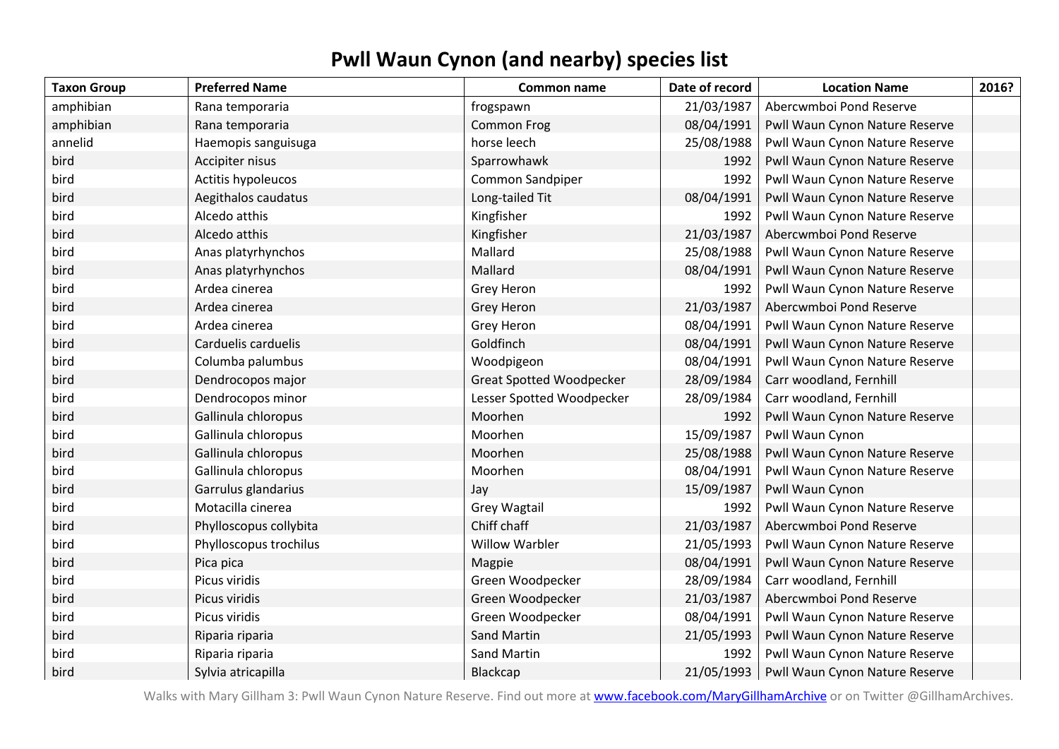# Pwll Waun Cynon (and nearby) species list

| Taxon Group | Preferred Name | Common name | Date of record | Location Name | 2016? |
|---|---|---|---|---|---|
| amphibian | Rana temporaria | frogspawn | 21/03/1987 | Abercwmboi Pond Reserve | |
| amphibian | Rana temporaria | Common Frog | 08/04/1991 | Pwll Waun Cynon Nature Reserve | |
| annelid | Haemopis sanguisuga | horse leech | 25/08/1988 | Pwll Waun Cynon Nature Reserve | |
| bird | Accipiter nisus | Sparrowhawk | 1992 | Pwll Waun Cynon Nature Reserve | |
| bird | Actitis hypoleucos | Common Sandpiper | 1992 | Pwll Waun Cynon Nature Reserve | |
| bird | Aegithalos caudatus | Long-tailed Tit | 08/04/1991 | Pwll Waun Cynon Nature Reserve | |
| bird | Alcedo atthis | Kingfisher | 1992 | Pwll Waun Cynon Nature Reserve | |
| bird | Alcedo atthis | Kingfisher | 21/03/1987 | Abercwmboi Pond Reserve | |
| bird | Anas platyrhynchos | Mallard | 25/08/1988 | Pwll Waun Cynon Nature Reserve | |
| bird | Anas platyrhynchos | Mallard | 08/04/1991 | Pwll Waun Cynon Nature Reserve | |
| bird | Ardea cinerea | Grey Heron | 1992 | Pwll Waun Cynon Nature Reserve | |
| bird | Ardea cinerea | Grey Heron | 21/03/1987 | Abercwmboi Pond Reserve | |
| bird | Ardea cinerea | Grey Heron | 08/04/1991 | Pwll Waun Cynon Nature Reserve | |
| bird | Carduelis carduelis | Goldfinch | 08/04/1991 | Pwll Waun Cynon Nature Reserve | |
| bird | Columba palumbus | Woodpigeon | 08/04/1991 | Pwll Waun Cynon Nature Reserve | |
| bird | Dendrocopos major | Great Spotted Woodpecker | 28/09/1984 | Carr woodland, Fernhill | |
| bird | Dendrocopos minor | Lesser Spotted Woodpecker | 28/09/1984 | Carr woodland, Fernhill | |
| bird | Gallinula chloropus | Moorhen | 1992 | Pwll Waun Cynon Nature Reserve | |
| bird | Gallinula chloropus | Moorhen | 15/09/1987 | Pwll Waun Cynon | |
| bird | Gallinula chloropus | Moorhen | 25/08/1988 | Pwll Waun Cynon Nature Reserve | |
| bird | Gallinula chloropus | Moorhen | 08/04/1991 | Pwll Waun Cynon Nature Reserve | |
| bird | Garrulus glandarius | Jay | 15/09/1987 | Pwll Waun Cynon | |
| bird | Motacilla cinerea | Grey Wagtail | 1992 | Pwll Waun Cynon Nature Reserve | |
| bird | Phylloscopus collybita | Chiff chaff | 21/03/1987 | Abercwmboi Pond Reserve | |
| bird | Phylloscopus trochilus | Willow Warbler | 21/05/1993 | Pwll Waun Cynon Nature Reserve | |
| bird | Pica pica | Magpie | 08/04/1991 | Pwll Waun Cynon Nature Reserve | |
| bird | Picus viridis | Green Woodpecker | 28/09/1984 | Carr woodland, Fernhill | |
| bird | Picus viridis | Green Woodpecker | 21/03/1987 | Abercwmboi Pond Reserve | |
| bird | Picus viridis | Green Woodpecker | 08/04/1991 | Pwll Waun Cynon Nature Reserve | |
| bird | Riparia riparia | Sand Martin | 21/05/1993 | Pwll Waun Cynon Nature Reserve | |
| bird | Riparia riparia | Sand Martin | 1992 | Pwll Waun Cynon Nature Reserve | |
| bird | Sylvia atricapilla | Blackcap | 21/05/1993 | Pwll Waun Cynon Nature Reserve | |

Walks with Mary Gillham 3: Pwll Waun Cynon Nature Reserve. Find out more at www.facebook.com/MaryGillhamArchive or on Twitter @GillhamArchives.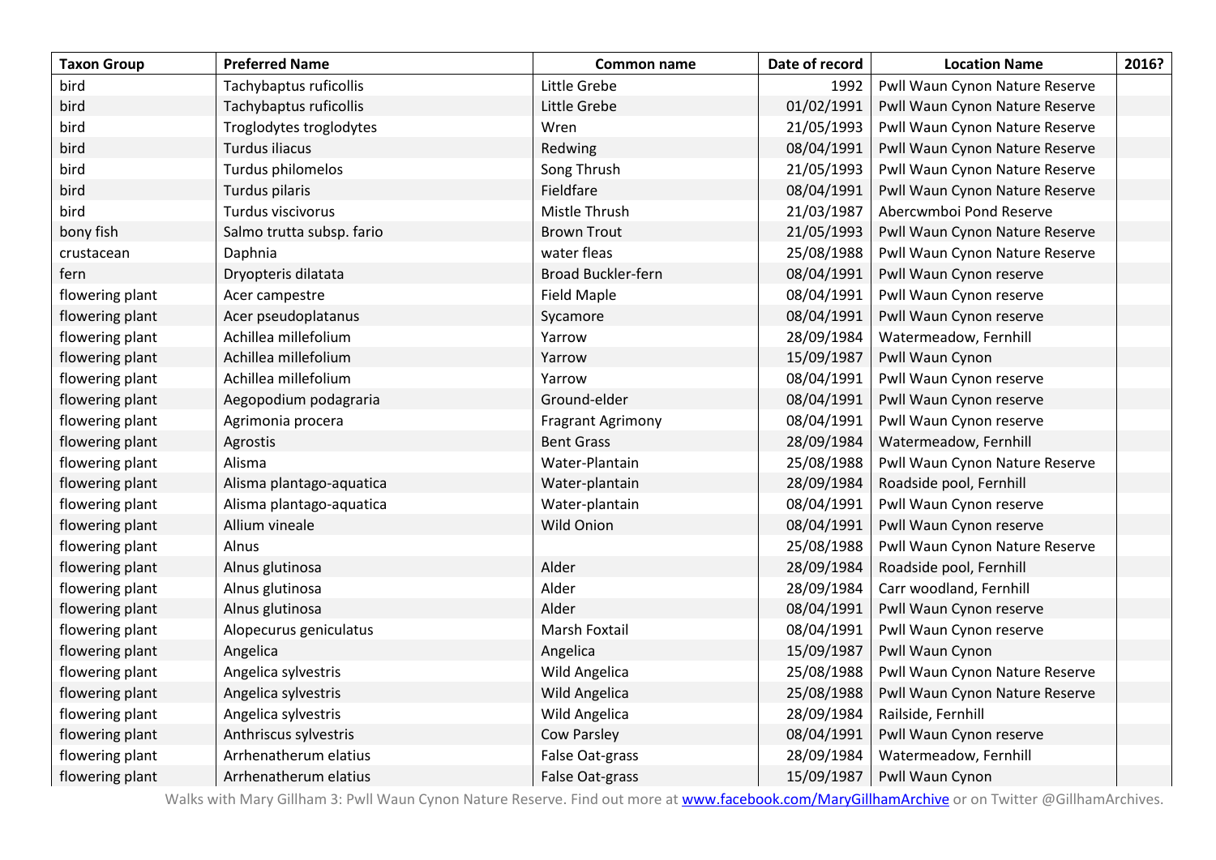| Taxon Group | Preferred Name | Common name | Date of record | Location Name | 2016? |
|---|---|---|---|---|---|
| bird | Tachybaptus ruficollis | Little Grebe | 1992 | Pwll Waun Cynon Nature Reserve | |
| bird | Tachybaptus ruficollis | Little Grebe | 01/02/1991 | Pwll Waun Cynon Nature Reserve | |
| bird | Troglodytes troglodytes | Wren | 21/05/1993 | Pwll Waun Cynon Nature Reserve | |
| bird | Turdus iliacus | Redwing | 08/04/1991 | Pwll Waun Cynon Nature Reserve | |
| bird | Turdus philomelos | Song Thrush | 21/05/1993 | Pwll Waun Cynon Nature Reserve | |
| bird | Turdus pilaris | Fieldfare | 08/04/1991 | Pwll Waun Cynon Nature Reserve | |
| bird | Turdus viscivorus | Mistle Thrush | 21/03/1987 | Abercwmboi Pond Reserve | |
| bony fish | Salmo trutta subsp. fario | Brown Trout | 21/05/1993 | Pwll Waun Cynon Nature Reserve | |
| crustacean | Daphnia | water fleas | 25/08/1988 | Pwll Waun Cynon Nature Reserve | |
| fern | Dryopteris dilatata | Broad Buckler-fern | 08/04/1991 | Pwll Waun Cynon reserve | |
| flowering plant | Acer campestre | Field Maple | 08/04/1991 | Pwll Waun Cynon reserve | |
| flowering plant | Acer pseudoplatanus | Sycamore | 08/04/1991 | Pwll Waun Cynon reserve | |
| flowering plant | Achillea millefolium | Yarrow | 28/09/1984 | Watermeadow, Fernhill | |
| flowering plant | Achillea millefolium | Yarrow | 15/09/1987 | Pwll Waun Cynon | |
| flowering plant | Achillea millefolium | Yarrow | 08/04/1991 | Pwll Waun Cynon reserve | |
| flowering plant | Aegopodium podagraria | Ground-elder | 08/04/1991 | Pwll Waun Cynon reserve | |
| flowering plant | Agrimonia procera | Fragrant Agrimony | 08/04/1991 | Pwll Waun Cynon reserve | |
| flowering plant | Agrostis | Bent Grass | 28/09/1984 | Watermeadow, Fernhill | |
| flowering plant | Alisma | Water-Plantain | 25/08/1988 | Pwll Waun Cynon Nature Reserve | |
| flowering plant | Alisma plantago-aquatica | Water-plantain | 28/09/1984 | Roadside pool, Fernhill | |
| flowering plant | Alisma plantago-aquatica | Water-plantain | 08/04/1991 | Pwll Waun Cynon reserve | |
| flowering plant | Allium vineale | Wild Onion | 08/04/1991 | Pwll Waun Cynon reserve | |
| flowering plant | Alnus | | 25/08/1988 | Pwll Waun Cynon Nature Reserve | |
| flowering plant | Alnus glutinosa | Alder | 28/09/1984 | Roadside pool, Fernhill | |
| flowering plant | Alnus glutinosa | Alder | 28/09/1984 | Carr woodland, Fernhill | |
| flowering plant | Alnus glutinosa | Alder | 08/04/1991 | Pwll Waun Cynon reserve | |
| flowering plant | Alopecurus geniculatus | Marsh Foxtail | 08/04/1991 | Pwll Waun Cynon reserve | |
| flowering plant | Angelica | Angelica | 15/09/1987 | Pwll Waun Cynon | |
| flowering plant | Angelica sylvestris | Wild Angelica | 25/08/1988 | Pwll Waun Cynon Nature Reserve | |
| flowering plant | Angelica sylvestris | Wild Angelica | 25/08/1988 | Pwll Waun Cynon Nature Reserve | |
| flowering plant | Angelica sylvestris | Wild Angelica | 28/09/1984 | Railside, Fernhill | |
| flowering plant | Anthriscus sylvestris | Cow Parsley | 08/04/1991 | Pwll Waun Cynon reserve | |
| flowering plant | Arrhenatherum elatius | False Oat-grass | 28/09/1984 | Watermeadow, Fernhill | |
| flowering plant | Arrhenatherum elatius | False Oat-grass | 15/09/1987 | Pwll Waun Cynon | |

Walks with Mary Gillham 3: Pwll Waun Cynon Nature Reserve. Find out more at www.facebook.com/MaryGillhamArchive or on Twitter @GillhamArchives.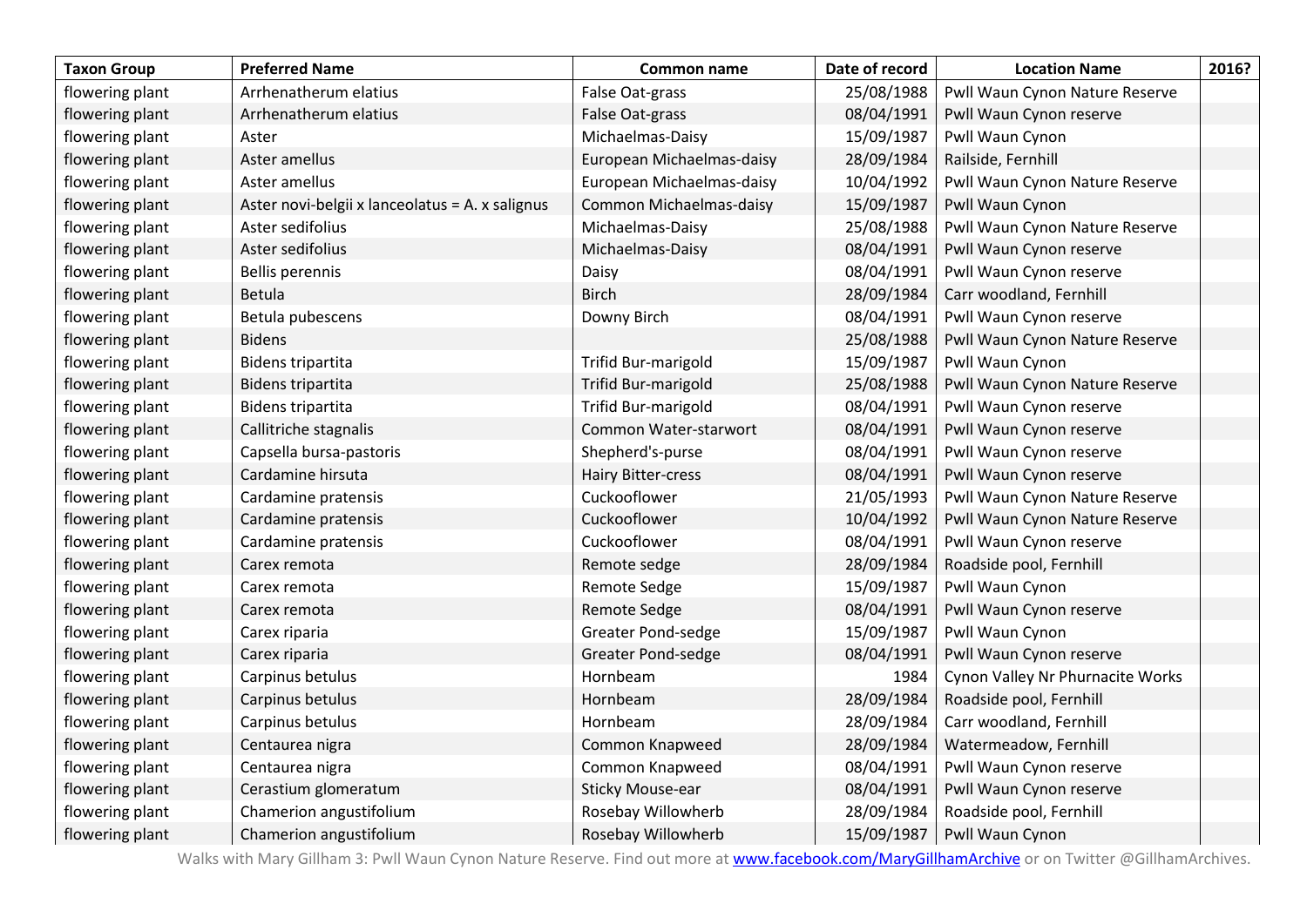| Taxon Group | Preferred Name | Common name | Date of record | Location Name | 2016? |
|---|---|---|---|---|---|
| flowering plant | Arrhenatherum elatius | False Oat-grass | 25/08/1988 | Pwll Waun Cynon Nature Reserve | |
| flowering plant | Arrhenatherum elatius | False Oat-grass | 08/04/1991 | Pwll Waun Cynon reserve | |
| flowering plant | Aster | Michaelmas-Daisy | 15/09/1987 | Pwll Waun Cynon | |
| flowering plant | Aster amellus | European Michaelmas-daisy | 28/09/1984 | Railside, Fernhill | |
| flowering plant | Aster amellus | European Michaelmas-daisy | 10/04/1992 | Pwll Waun Cynon Nature Reserve | |
| flowering plant | Aster novi-belgii x lanceolatus = A. x salignus | Common Michaelmas-daisy | 15/09/1987 | Pwll Waun Cynon | |
| flowering plant | Aster sedifolius | Michaelmas-Daisy | 25/08/1988 | Pwll Waun Cynon Nature Reserve | |
| flowering plant | Aster sedifolius | Michaelmas-Daisy | 08/04/1991 | Pwll Waun Cynon reserve | |
| flowering plant | Bellis perennis | Daisy | 08/04/1991 | Pwll Waun Cynon reserve | |
| flowering plant | Betula | Birch | 28/09/1984 | Carr woodland, Fernhill | |
| flowering plant | Betula pubescens | Downy Birch | 08/04/1991 | Pwll Waun Cynon reserve | |
| flowering plant | Bidens | | 25/08/1988 | Pwll Waun Cynon Nature Reserve | |
| flowering plant | Bidens tripartita | Trifid Bur-marigold | 15/09/1987 | Pwll Waun Cynon | |
| flowering plant | Bidens tripartita | Trifid Bur-marigold | 25/08/1988 | Pwll Waun Cynon Nature Reserve | |
| flowering plant | Bidens tripartita | Trifid Bur-marigold | 08/04/1991 | Pwll Waun Cynon reserve | |
| flowering plant | Callitriche stagnalis | Common Water-starwort | 08/04/1991 | Pwll Waun Cynon reserve | |
| flowering plant | Capsella bursa-pastoris | Shepherd's-purse | 08/04/1991 | Pwll Waun Cynon reserve | |
| flowering plant | Cardamine hirsuta | Hairy Bitter-cress | 08/04/1991 | Pwll Waun Cynon reserve | |
| flowering plant | Cardamine pratensis | Cuckooflower | 21/05/1993 | Pwll Waun Cynon Nature Reserve | |
| flowering plant | Cardamine pratensis | Cuckooflower | 10/04/1992 | Pwll Waun Cynon Nature Reserve | |
| flowering plant | Cardamine pratensis | Cuckooflower | 08/04/1991 | Pwll Waun Cynon reserve | |
| flowering plant | Carex remota | Remote sedge | 28/09/1984 | Roadside pool, Fernhill | |
| flowering plant | Carex remota | Remote Sedge | 15/09/1987 | Pwll Waun Cynon | |
| flowering plant | Carex remota | Remote Sedge | 08/04/1991 | Pwll Waun Cynon reserve | |
| flowering plant | Carex riparia | Greater Pond-sedge | 15/09/1987 | Pwll Waun Cynon | |
| flowering plant | Carex riparia | Greater Pond-sedge | 08/04/1991 | Pwll Waun Cynon reserve | |
| flowering plant | Carpinus betulus | Hornbeam | 1984 | Cynon Valley Nr Phurnacite Works | |
| flowering plant | Carpinus betulus | Hornbeam | 28/09/1984 | Roadside pool, Fernhill | |
| flowering plant | Carpinus betulus | Hornbeam | 28/09/1984 | Carr woodland, Fernhill | |
| flowering plant | Centaurea nigra | Common Knapweed | 28/09/1984 | Watermeadow, Fernhill | |
| flowering plant | Centaurea nigra | Common Knapweed | 08/04/1991 | Pwll Waun Cynon reserve | |
| flowering plant | Cerastium glomeratum | Sticky Mouse-ear | 08/04/1991 | Pwll Waun Cynon reserve | |
| flowering plant | Chamerion angustifolium | Rosebay Willowherb | 28/09/1984 | Roadside pool, Fernhill | |
| flowering plant | Chamerion angustifolium | Rosebay Willowherb | 15/09/1987 | Pwll Waun Cynon | |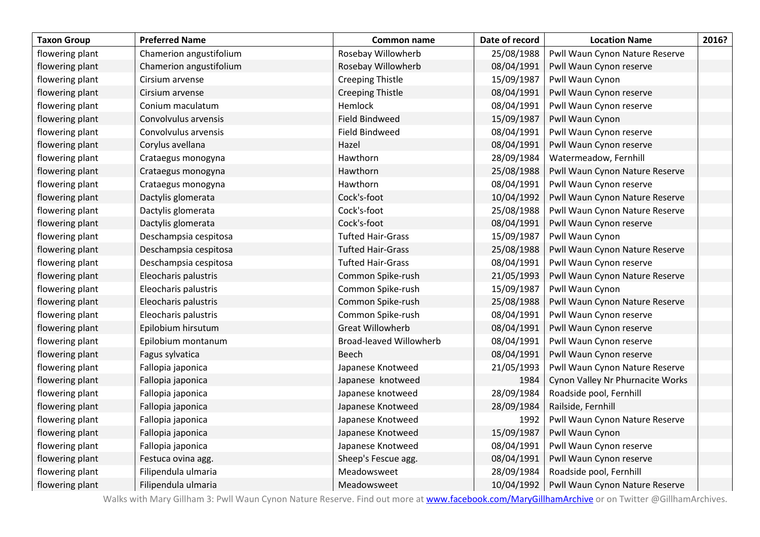| Taxon Group | Preferred Name | Common name | Date of record | Location Name | 2016? |
|---|---|---|---|---|---|
| flowering plant | Chamerion angustifolium | Rosebay Willowherb | 25/08/1988 | Pwll Waun Cynon Nature Reserve | |
| flowering plant | Chamerion angustifolium | Rosebay Willowherb | 08/04/1991 | Pwll Waun Cynon reserve | |
| flowering plant | Cirsium arvense | Creeping Thistle | 15/09/1987 | Pwll Waun Cynon | |
| flowering plant | Cirsium arvense | Creeping Thistle | 08/04/1991 | Pwll Waun Cynon reserve | |
| flowering plant | Conium maculatum | Hemlock | 08/04/1991 | Pwll Waun Cynon reserve | |
| flowering plant | Convolvulus arvensis | Field Bindweed | 15/09/1987 | Pwll Waun Cynon | |
| flowering plant | Convolvulus arvensis | Field Bindweed | 08/04/1991 | Pwll Waun Cynon reserve | |
| flowering plant | Corylus avellana | Hazel | 08/04/1991 | Pwll Waun Cynon reserve | |
| flowering plant | Crataegus monogyna | Hawthorn | 28/09/1984 | Watermeadow, Fernhill | |
| flowering plant | Crataegus monogyna | Hawthorn | 25/08/1988 | Pwll Waun Cynon Nature Reserve | |
| flowering plant | Crataegus monogyna | Hawthorn | 08/04/1991 | Pwll Waun Cynon reserve | |
| flowering plant | Dactylis glomerata | Cock's-foot | 10/04/1992 | Pwll Waun Cynon Nature Reserve | |
| flowering plant | Dactylis glomerata | Cock's-foot | 25/08/1988 | Pwll Waun Cynon Nature Reserve | |
| flowering plant | Dactylis glomerata | Cock's-foot | 08/04/1991 | Pwll Waun Cynon reserve | |
| flowering plant | Deschampsia cespitosa | Tufted Hair-Grass | 15/09/1987 | Pwll Waun Cynon | |
| flowering plant | Deschampsia cespitosa | Tufted Hair-Grass | 25/08/1988 | Pwll Waun Cynon Nature Reserve | |
| flowering plant | Deschampsia cespitosa | Tufted Hair-Grass | 08/04/1991 | Pwll Waun Cynon reserve | |
| flowering plant | Eleocharis palustris | Common Spike-rush | 21/05/1993 | Pwll Waun Cynon Nature Reserve | |
| flowering plant | Eleocharis palustris | Common Spike-rush | 15/09/1987 | Pwll Waun Cynon | |
| flowering plant | Eleocharis palustris | Common Spike-rush | 25/08/1988 | Pwll Waun Cynon Nature Reserve | |
| flowering plant | Eleocharis palustris | Common Spike-rush | 08/04/1991 | Pwll Waun Cynon reserve | |
| flowering plant | Epilobium hirsutum | Great Willowherb | 08/04/1991 | Pwll Waun Cynon reserve | |
| flowering plant | Epilobium montanum | Broad-leaved Willowherb | 08/04/1991 | Pwll Waun Cynon reserve | |
| flowering plant | Fagus sylvatica | Beech | 08/04/1991 | Pwll Waun Cynon reserve | |
| flowering plant | Fallopia japonica | Japanese Knotweed | 21/05/1993 | Pwll Waun Cynon Nature Reserve | |
| flowering plant | Fallopia japonica | Japanese knotweed | 1984 | Cynon Valley Nr Phurnacite Works | |
| flowering plant | Fallopia japonica | Japanese knotweed | 28/09/1984 | Roadside pool, Fernhill | |
| flowering plant | Fallopia japonica | Japanese Knotweed | 28/09/1984 | Railside, Fernhill | |
| flowering plant | Fallopia japonica | Japanese Knotweed | 1992 | Pwll Waun Cynon Nature Reserve | |
| flowering plant | Fallopia japonica | Japanese Knotweed | 15/09/1987 | Pwll Waun Cynon | |
| flowering plant | Fallopia japonica | Japanese Knotweed | 08/04/1991 | Pwll Waun Cynon reserve | |
| flowering plant | Festuca ovina agg. | Sheep's Fescue agg. | 08/04/1991 | Pwll Waun Cynon reserve | |
| flowering plant | Filipendula ulmaria | Meadowsweet | 28/09/1984 | Roadside pool, Fernhill | |
| flowering plant | Filipendula ulmaria | Meadowsweet | 10/04/1992 | Pwll Waun Cynon Nature Reserve | |

Walks with Mary Gillham 3: Pwll Waun Cynon Nature Reserve. Find out more at www.facebook.com/MaryGillhamArchive or on Twitter @GillhamArchives.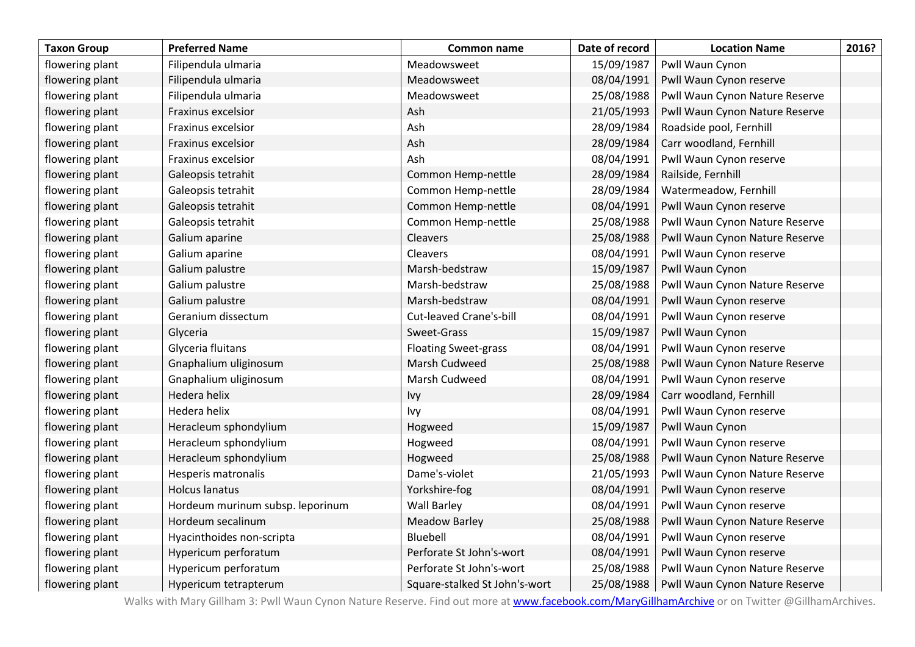| Taxon Group | Preferred Name | Common name | Date of record | Location Name | 2016? |
|---|---|---|---|---|---|
| flowering plant | Filipendula ulmaria | Meadowsweet | 15/09/1987 | Pwll Waun Cynon | |
| flowering plant | Filipendula ulmaria | Meadowsweet | 08/04/1991 | Pwll Waun Cynon reserve | |
| flowering plant | Filipendula ulmaria | Meadowsweet | 25/08/1988 | Pwll Waun Cynon Nature Reserve | |
| flowering plant | Fraxinus excelsior | Ash | 21/05/1993 | Pwll Waun Cynon Nature Reserve | |
| flowering plant | Fraxinus excelsior | Ash | 28/09/1984 | Roadside pool, Fernhill | |
| flowering plant | Fraxinus excelsior | Ash | 28/09/1984 | Carr woodland, Fernhill | |
| flowering plant | Fraxinus excelsior | Ash | 08/04/1991 | Pwll Waun Cynon reserve | |
| flowering plant | Galeopsis tetrahit | Common Hemp-nettle | 28/09/1984 | Railside, Fernhill | |
| flowering plant | Galeopsis tetrahit | Common Hemp-nettle | 28/09/1984 | Watermeadow, Fernhill | |
| flowering plant | Galeopsis tetrahit | Common Hemp-nettle | 08/04/1991 | Pwll Waun Cynon reserve | |
| flowering plant | Galeopsis tetrahit | Common Hemp-nettle | 25/08/1988 | Pwll Waun Cynon Nature Reserve | |
| flowering plant | Galium aparine | Cleavers | 25/08/1988 | Pwll Waun Cynon Nature Reserve | |
| flowering plant | Galium aparine | Cleavers | 08/04/1991 | Pwll Waun Cynon reserve | |
| flowering plant | Galium palustre | Marsh-bedstraw | 15/09/1987 | Pwll Waun Cynon | |
| flowering plant | Galium palustre | Marsh-bedstraw | 25/08/1988 | Pwll Waun Cynon Nature Reserve | |
| flowering plant | Galium palustre | Marsh-bedstraw | 08/04/1991 | Pwll Waun Cynon reserve | |
| flowering plant | Geranium dissectum | Cut-leaved Crane's-bill | 08/04/1991 | Pwll Waun Cynon reserve | |
| flowering plant | Glyceria | Sweet-Grass | 15/09/1987 | Pwll Waun Cynon | |
| flowering plant | Glyceria fluitans | Floating Sweet-grass | 08/04/1991 | Pwll Waun Cynon reserve | |
| flowering plant | Gnaphalium uliginosum | Marsh Cudweed | 25/08/1988 | Pwll Waun Cynon Nature Reserve | |
| flowering plant | Gnaphalium uliginosum | Marsh Cudweed | 08/04/1991 | Pwll Waun Cynon reserve | |
| flowering plant | Hedera helix | Ivy | 28/09/1984 | Carr woodland, Fernhill | |
| flowering plant | Hedera helix | Ivy | 08/04/1991 | Pwll Waun Cynon reserve | |
| flowering plant | Heracleum sphondylium | Hogweed | 15/09/1987 | Pwll Waun Cynon | |
| flowering plant | Heracleum sphondylium | Hogweed | 08/04/1991 | Pwll Waun Cynon reserve | |
| flowering plant | Heracleum sphondylium | Hogweed | 25/08/1988 | Pwll Waun Cynon Nature Reserve | |
| flowering plant | Hesperis matronalis | Dame's-violet | 21/05/1993 | Pwll Waun Cynon Nature Reserve | |
| flowering plant | Holcus lanatus | Yorkshire-fog | 08/04/1991 | Pwll Waun Cynon reserve | |
| flowering plant | Hordeum murinum subsp. leporinum | Wall Barley | 08/04/1991 | Pwll Waun Cynon reserve | |
| flowering plant | Hordeum secalinum | Meadow Barley | 25/08/1988 | Pwll Waun Cynon Nature Reserve | |
| flowering plant | Hyacinthoides non-scripta | Bluebell | 08/04/1991 | Pwll Waun Cynon reserve | |
| flowering plant | Hypericum perforatum | Perforate St John's-wort | 08/04/1991 | Pwll Waun Cynon reserve | |
| flowering plant | Hypericum perforatum | Perforate St John's-wort | 25/08/1988 | Pwll Waun Cynon Nature Reserve | |
| flowering plant | Hypericum tetrapterum | Square-stalked St John's-wort | 25/08/1988 | Pwll Waun Cynon Nature Reserve | |

Walks with Mary Gillham 3: Pwll Waun Cynon Nature Reserve. Find out more at www.facebook.com/MaryGillhamArchive or on Twitter @GillhamArchives.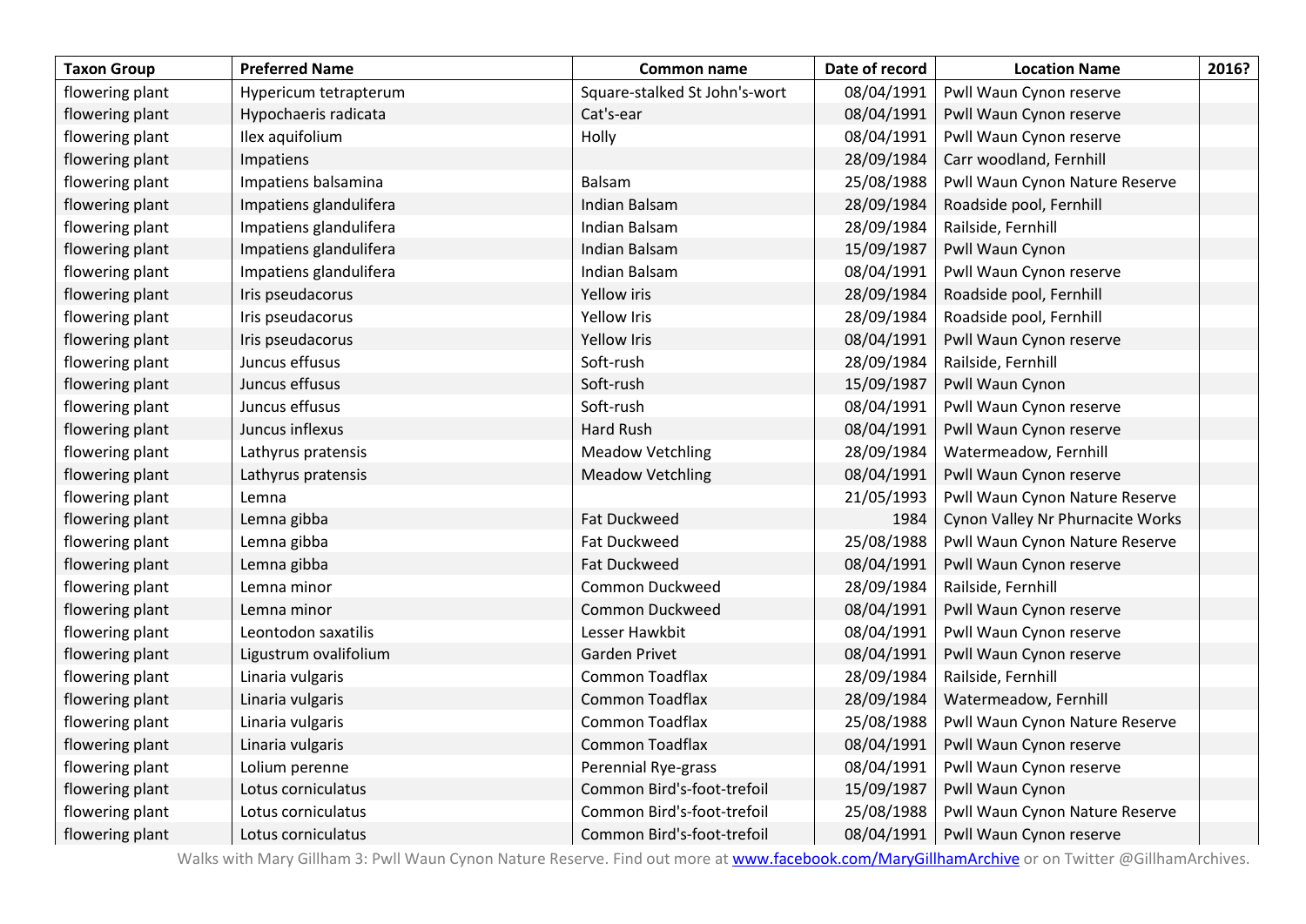| Taxon Group | Preferred Name | Common name | Date of record | Location Name | 2016? |
|---|---|---|---|---|---|
| flowering plant | Hypericum tetrapterum | Square-stalked St John's-wort | 08/04/1991 | Pwll Waun Cynon reserve | |
| flowering plant | Hypochaeris radicata | Cat's-ear | 08/04/1991 | Pwll Waun Cynon reserve | |
| flowering plant | Ilex aquifolium | Holly | 08/04/1991 | Pwll Waun Cynon reserve | |
| flowering plant | Impatiens | | 28/09/1984 | Carr woodland, Fernhill | |
| flowering plant | Impatiens balsamina | Balsam | 25/08/1988 | Pwll Waun Cynon Nature Reserve | |
| flowering plant | Impatiens glandulifera | Indian Balsam | 28/09/1984 | Roadside pool, Fernhill | |
| flowering plant | Impatiens glandulifera | Indian Balsam | 28/09/1984 | Railside, Fernhill | |
| flowering plant | Impatiens glandulifera | Indian Balsam | 15/09/1987 | Pwll Waun Cynon | |
| flowering plant | Impatiens glandulifera | Indian Balsam | 08/04/1991 | Pwll Waun Cynon reserve | |
| flowering plant | Iris pseudacorus | Yellow iris | 28/09/1984 | Roadside pool, Fernhill | |
| flowering plant | Iris pseudacorus | Yellow Iris | 28/09/1984 | Roadside pool, Fernhill | |
| flowering plant | Iris pseudacorus | Yellow Iris | 08/04/1991 | Pwll Waun Cynon reserve | |
| flowering plant | Juncus effusus | Soft-rush | 28/09/1984 | Railside, Fernhill | |
| flowering plant | Juncus effusus | Soft-rush | 15/09/1987 | Pwll Waun Cynon | |
| flowering plant | Juncus effusus | Soft-rush | 08/04/1991 | Pwll Waun Cynon reserve | |
| flowering plant | Juncus inflexus | Hard Rush | 08/04/1991 | Pwll Waun Cynon reserve | |
| flowering plant | Lathyrus pratensis | Meadow Vetchling | 28/09/1984 | Watermeadow, Fernhill | |
| flowering plant | Lathyrus pratensis | Meadow Vetchling | 08/04/1991 | Pwll Waun Cynon reserve | |
| flowering plant | Lemna | | 21/05/1993 | Pwll Waun Cynon Nature Reserve | |
| flowering plant | Lemna gibba | Fat Duckweed | 1984 | Cynon Valley Nr Phurnacite Works | |
| flowering plant | Lemna gibba | Fat Duckweed | 25/08/1988 | Pwll Waun Cynon Nature Reserve | |
| flowering plant | Lemna gibba | Fat Duckweed | 08/04/1991 | Pwll Waun Cynon reserve | |
| flowering plant | Lemna minor | Common Duckweed | 28/09/1984 | Railside, Fernhill | |
| flowering plant | Lemna minor | Common Duckweed | 08/04/1991 | Pwll Waun Cynon reserve | |
| flowering plant | Leontodon saxatilis | Lesser Hawkbit | 08/04/1991 | Pwll Waun Cynon reserve | |
| flowering plant | Ligustrum ovalifolium | Garden Privet | 08/04/1991 | Pwll Waun Cynon reserve | |
| flowering plant | Linaria vulgaris | Common Toadflax | 28/09/1984 | Railside, Fernhill | |
| flowering plant | Linaria vulgaris | Common Toadflax | 28/09/1984 | Watermeadow, Fernhill | |
| flowering plant | Linaria vulgaris | Common Toadflax | 25/08/1988 | Pwll Waun Cynon Nature Reserve | |
| flowering plant | Linaria vulgaris | Common Toadflax | 08/04/1991 | Pwll Waun Cynon reserve | |
| flowering plant | Lolium perenne | Perennial Rye-grass | 08/04/1991 | Pwll Waun Cynon reserve | |
| flowering plant | Lotus corniculatus | Common Bird's-foot-trefoil | 15/09/1987 | Pwll Waun Cynon | |
| flowering plant | Lotus corniculatus | Common Bird's-foot-trefoil | 25/08/1988 | Pwll Waun Cynon Nature Reserve | |
| flowering plant | Lotus corniculatus | Common Bird's-foot-trefoil | 08/04/1991 | Pwll Waun Cynon reserve | |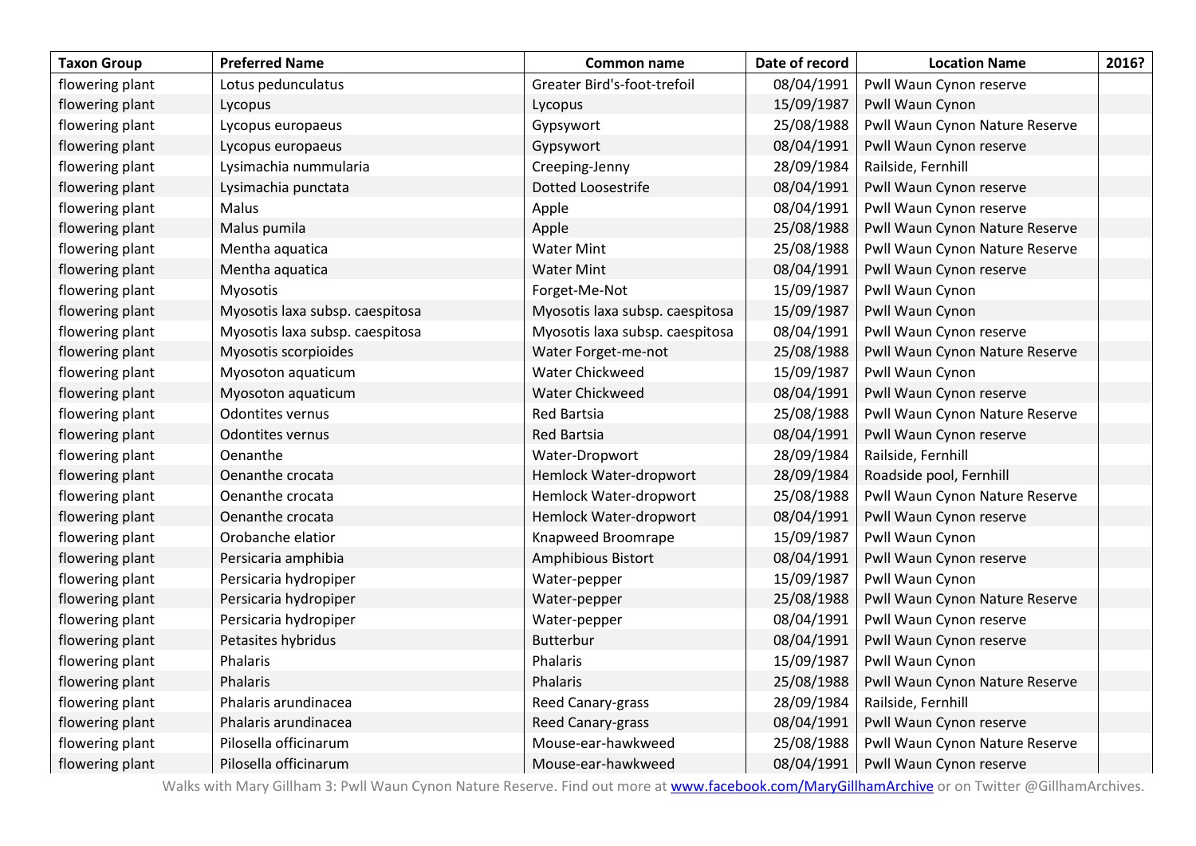| Taxon Group | Preferred Name | Common name | Date of record | Location Name | 2016? |
|---|---|---|---|---|---|
| flowering plant | Lotus pedunculatus | Greater Bird's-foot-trefoil | 08/04/1991 | Pwll Waun Cynon reserve | |
| flowering plant | Lycopus | Lycopus | 15/09/1987 | Pwll Waun Cynon | |
| flowering plant | Lycopus europaeus | Gypsywort | 25/08/1988 | Pwll Waun Cynon Nature Reserve | |
| flowering plant | Lycopus europaeus | Gypsywort | 08/04/1991 | Pwll Waun Cynon reserve | |
| flowering plant | Lysimachia nummularia | Creeping-Jenny | 28/09/1984 | Railside, Fernhill | |
| flowering plant | Lysimachia punctata | Dotted Loosestrife | 08/04/1991 | Pwll Waun Cynon reserve | |
| flowering plant | Malus | Apple | 08/04/1991 | Pwll Waun Cynon reserve | |
| flowering plant | Malus pumila | Apple | 25/08/1988 | Pwll Waun Cynon Nature Reserve | |
| flowering plant | Mentha aquatica | Water Mint | 25/08/1988 | Pwll Waun Cynon Nature Reserve | |
| flowering plant | Mentha aquatica | Water Mint | 08/04/1991 | Pwll Waun Cynon reserve | |
| flowering plant | Myosotis | Forget-Me-Not | 15/09/1987 | Pwll Waun Cynon | |
| flowering plant | Myosotis laxa subsp. caespitosa | Myosotis laxa subsp. caespitosa | 15/09/1987 | Pwll Waun Cynon | |
| flowering plant | Myosotis laxa subsp. caespitosa | Myosotis laxa subsp. caespitosa | 08/04/1991 | Pwll Waun Cynon reserve | |
| flowering plant | Myosotis scorpioides | Water Forget-me-not | 25/08/1988 | Pwll Waun Cynon Nature Reserve | |
| flowering plant | Myosoton aquaticum | Water Chickweed | 15/09/1987 | Pwll Waun Cynon | |
| flowering plant | Myosoton aquaticum | Water Chickweed | 08/04/1991 | Pwll Waun Cynon reserve | |
| flowering plant | Odontites vernus | Red Bartsia | 25/08/1988 | Pwll Waun Cynon Nature Reserve | |
| flowering plant | Odontites vernus | Red Bartsia | 08/04/1991 | Pwll Waun Cynon reserve | |
| flowering plant | Oenanthe | Water-Dropwort | 28/09/1984 | Railside, Fernhill | |
| flowering plant | Oenanthe crocata | Hemlock Water-dropwort | 28/09/1984 | Roadside pool, Fernhill | |
| flowering plant | Oenanthe crocata | Hemlock Water-dropwort | 25/08/1988 | Pwll Waun Cynon Nature Reserve | |
| flowering plant | Oenanthe crocata | Hemlock Water-dropwort | 08/04/1991 | Pwll Waun Cynon reserve | |
| flowering plant | Orobanche elatior | Knapweed Broomrape | 15/09/1987 | Pwll Waun Cynon | |
| flowering plant | Persicaria amphibia | Amphibious Bistort | 08/04/1991 | Pwll Waun Cynon reserve | |
| flowering plant | Persicaria hydropiper | Water-pepper | 15/09/1987 | Pwll Waun Cynon | |
| flowering plant | Persicaria hydropiper | Water-pepper | 25/08/1988 | Pwll Waun Cynon Nature Reserve | |
| flowering plant | Persicaria hydropiper | Water-pepper | 08/04/1991 | Pwll Waun Cynon reserve | |
| flowering plant | Petasites hybridus | Butterbur | 08/04/1991 | Pwll Waun Cynon reserve | |
| flowering plant | Phalaris | Phalaris | 15/09/1987 | Pwll Waun Cynon | |
| flowering plant | Phalaris | Phalaris | 25/08/1988 | Pwll Waun Cynon Nature Reserve | |
| flowering plant | Phalaris arundinacea | Reed Canary-grass | 28/09/1984 | Railside, Fernhill | |
| flowering plant | Phalaris arundinacea | Reed Canary-grass | 08/04/1991 | Pwll Waun Cynon reserve | |
| flowering plant | Pilosella officinarum | Mouse-ear-hawkweed | 25/08/1988 | Pwll Waun Cynon Nature Reserve | |
| flowering plant | Pilosella officinarum | Mouse-ear-hawkweed | 08/04/1991 | Pwll Waun Cynon reserve | |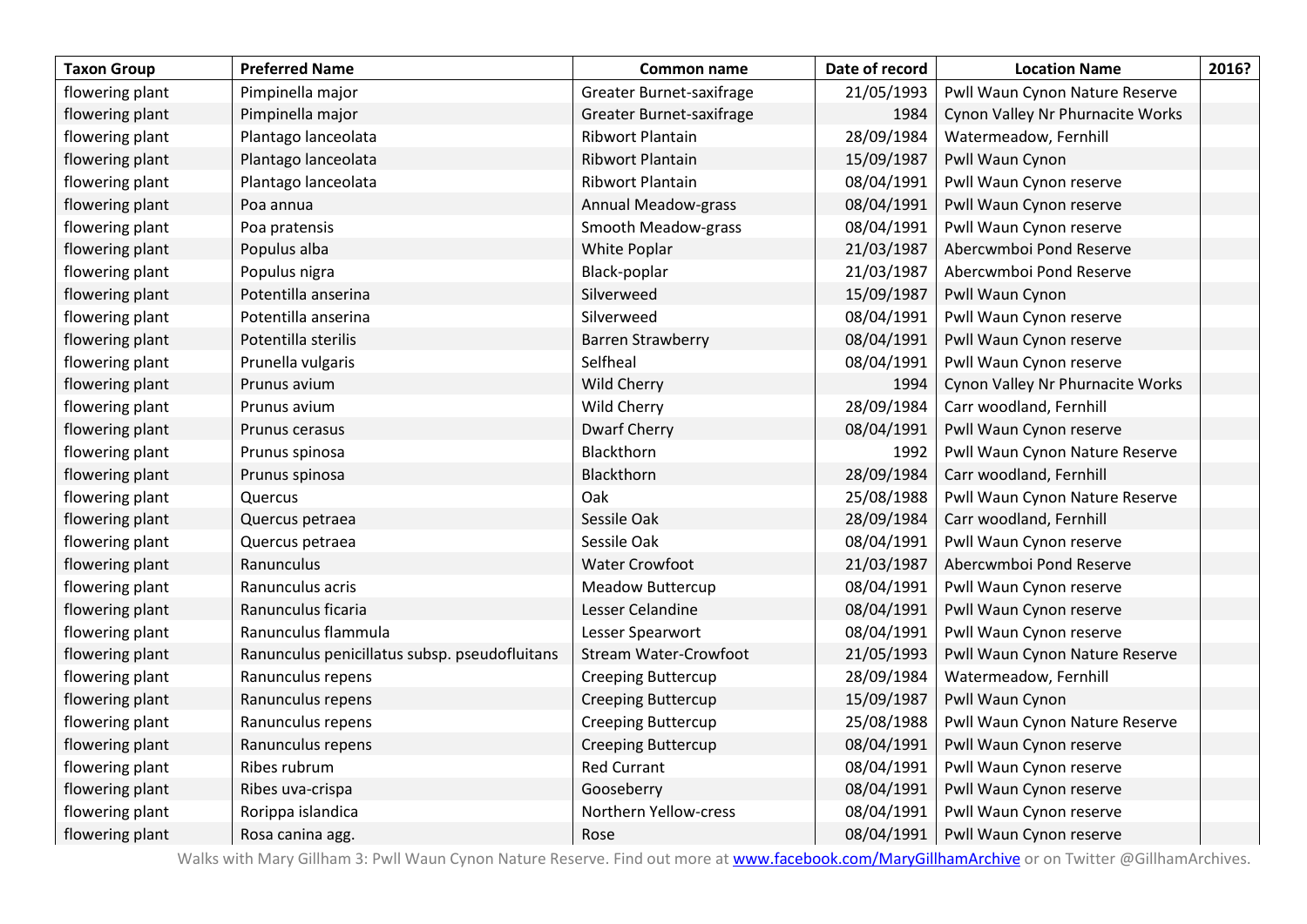| Taxon Group | Preferred Name | Common name | Date of record | Location Name | 2016? |
|---|---|---|---|---|---|
| flowering plant | Pimpinella major | Greater Burnet-saxifrage | 21/05/1993 | Pwll Waun Cynon Nature Reserve | |
| flowering plant | Pimpinella major | Greater Burnet-saxifrage | 1984 | Cynon Valley Nr Phurnacite Works | |
| flowering plant | Plantago lanceolata | Ribwort Plantain | 28/09/1984 | Watermeadow, Fernhill | |
| flowering plant | Plantago lanceolata | Ribwort Plantain | 15/09/1987 | Pwll Waun Cynon | |
| flowering plant | Plantago lanceolata | Ribwort Plantain | 08/04/1991 | Pwll Waun Cynon reserve | |
| flowering plant | Poa annua | Annual Meadow-grass | 08/04/1991 | Pwll Waun Cynon reserve | |
| flowering plant | Poa pratensis | Smooth Meadow-grass | 08/04/1991 | Pwll Waun Cynon reserve | |
| flowering plant | Populus alba | White Poplar | 21/03/1987 | Abercwmboi Pond Reserve | |
| flowering plant | Populus nigra | Black-poplar | 21/03/1987 | Abercwmboi Pond Reserve | |
| flowering plant | Potentilla anserina | Silverweed | 15/09/1987 | Pwll Waun Cynon | |
| flowering plant | Potentilla anserina | Silverweed | 08/04/1991 | Pwll Waun Cynon reserve | |
| flowering plant | Potentilla sterilis | Barren Strawberry | 08/04/1991 | Pwll Waun Cynon reserve | |
| flowering plant | Prunella vulgaris | Selfheal | 08/04/1991 | Pwll Waun Cynon reserve | |
| flowering plant | Prunus avium | Wild Cherry | 1994 | Cynon Valley Nr Phurnacite Works | |
| flowering plant | Prunus avium | Wild Cherry | 28/09/1984 | Carr woodland, Fernhill | |
| flowering plant | Prunus cerasus | Dwarf Cherry | 08/04/1991 | Pwll Waun Cynon reserve | |
| flowering plant | Prunus spinosa | Blackthorn | 1992 | Pwll Waun Cynon Nature Reserve | |
| flowering plant | Prunus spinosa | Blackthorn | 28/09/1984 | Carr woodland, Fernhill | |
| flowering plant | Quercus | Oak | 25/08/1988 | Pwll Waun Cynon Nature Reserve | |
| flowering plant | Quercus petraea | Sessile Oak | 28/09/1984 | Carr woodland, Fernhill | |
| flowering plant | Quercus petraea | Sessile Oak | 08/04/1991 | Pwll Waun Cynon reserve | |
| flowering plant | Ranunculus | Water Crowfoot | 21/03/1987 | Abercwmboi Pond Reserve | |
| flowering plant | Ranunculus acris | Meadow Buttercup | 08/04/1991 | Pwll Waun Cynon reserve | |
| flowering plant | Ranunculus ficaria | Lesser Celandine | 08/04/1991 | Pwll Waun Cynon reserve | |
| flowering plant | Ranunculus flammula | Lesser Spearwort | 08/04/1991 | Pwll Waun Cynon reserve | |
| flowering plant | Ranunculus penicillatus subsp. pseudofluitans | Stream Water-Crowfoot | 21/05/1993 | Pwll Waun Cynon Nature Reserve | |
| flowering plant | Ranunculus repens | Creeping Buttercup | 28/09/1984 | Watermeadow, Fernhill | |
| flowering plant | Ranunculus repens | Creeping Buttercup | 15/09/1987 | Pwll Waun Cynon | |
| flowering plant | Ranunculus repens | Creeping Buttercup | 25/08/1988 | Pwll Waun Cynon Nature Reserve | |
| flowering plant | Ranunculus repens | Creeping Buttercup | 08/04/1991 | Pwll Waun Cynon reserve | |
| flowering plant | Ribes rubrum | Red Currant | 08/04/1991 | Pwll Waun Cynon reserve | |
| flowering plant | Ribes uva-crispa | Gooseberry | 08/04/1991 | Pwll Waun Cynon reserve | |
| flowering plant | Rorippa islandica | Northern Yellow-cress | 08/04/1991 | Pwll Waun Cynon reserve | |
| flowering plant | Rosa canina agg. | Rose | 08/04/1991 | Pwll Waun Cynon reserve | |

Walks with Mary Gillham 3: Pwll Waun Cynon Nature Reserve. Find out more at www.facebook.com/MaryGillhamArchive or on Twitter @GillhamArchives.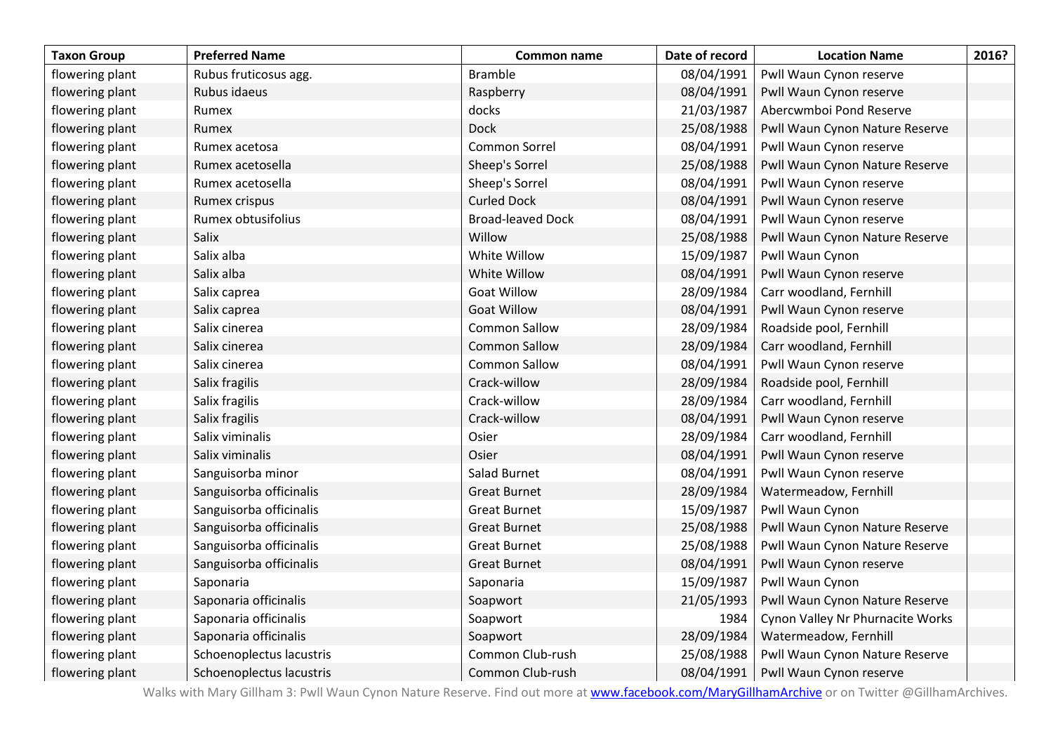| Taxon Group | Preferred Name | Common name | Date of record | Location Name | 2016? |
|---|---|---|---|---|---|
| flowering plant | Rubus fruticosus agg. | Bramble | 08/04/1991 | Pwll Waun Cynon reserve | |
| flowering plant | Rubus idaeus | Raspberry | 08/04/1991 | Pwll Waun Cynon reserve | |
| flowering plant | Rumex | docks | 21/03/1987 | Abercwmboi Pond Reserve | |
| flowering plant | Rumex | Dock | 25/08/1988 | Pwll Waun Cynon Nature Reserve | |
| flowering plant | Rumex acetosa | Common Sorrel | 08/04/1991 | Pwll Waun Cynon reserve | |
| flowering plant | Rumex acetosella | Sheep's Sorrel | 25/08/1988 | Pwll Waun Cynon Nature Reserve | |
| flowering plant | Rumex acetosella | Sheep's Sorrel | 08/04/1991 | Pwll Waun Cynon reserve | |
| flowering plant | Rumex crispus | Curled Dock | 08/04/1991 | Pwll Waun Cynon reserve | |
| flowering plant | Rumex obtusifolius | Broad-leaved Dock | 08/04/1991 | Pwll Waun Cynon reserve | |
| flowering plant | Salix | Willow | 25/08/1988 | Pwll Waun Cynon Nature Reserve | |
| flowering plant | Salix alba | White Willow | 15/09/1987 | Pwll Waun Cynon | |
| flowering plant | Salix alba | White Willow | 08/04/1991 | Pwll Waun Cynon reserve | |
| flowering plant | Salix caprea | Goat Willow | 28/09/1984 | Carr woodland, Fernhill | |
| flowering plant | Salix caprea | Goat Willow | 08/04/1991 | Pwll Waun Cynon reserve | |
| flowering plant | Salix cinerea | Common Sallow | 28/09/1984 | Roadside pool, Fernhill | |
| flowering plant | Salix cinerea | Common Sallow | 28/09/1984 | Carr woodland, Fernhill | |
| flowering plant | Salix cinerea | Common Sallow | 08/04/1991 | Pwll Waun Cynon reserve | |
| flowering plant | Salix fragilis | Crack-willow | 28/09/1984 | Roadside pool, Fernhill | |
| flowering plant | Salix fragilis | Crack-willow | 28/09/1984 | Carr woodland, Fernhill | |
| flowering plant | Salix fragilis | Crack-willow | 08/04/1991 | Pwll Waun Cynon reserve | |
| flowering plant | Salix viminalis | Osier | 28/09/1984 | Carr woodland, Fernhill | |
| flowering plant | Salix viminalis | Osier | 08/04/1991 | Pwll Waun Cynon reserve | |
| flowering plant | Sanguisorba minor | Salad Burnet | 08/04/1991 | Pwll Waun Cynon reserve | |
| flowering plant | Sanguisorba officinalis | Great Burnet | 28/09/1984 | Watermeadow, Fernhill | |
| flowering plant | Sanguisorba officinalis | Great Burnet | 15/09/1987 | Pwll Waun Cynon | |
| flowering plant | Sanguisorba officinalis | Great Burnet | 25/08/1988 | Pwll Waun Cynon Nature Reserve | |
| flowering plant | Sanguisorba officinalis | Great Burnet | 25/08/1988 | Pwll Waun Cynon Nature Reserve | |
| flowering plant | Sanguisorba officinalis | Great Burnet | 08/04/1991 | Pwll Waun Cynon reserve | |
| flowering plant | Saponaria | Saponaria | 15/09/1987 | Pwll Waun Cynon | |
| flowering plant | Saponaria officinalis | Soapwort | 21/05/1993 | Pwll Waun Cynon Nature Reserve | |
| flowering plant | Saponaria officinalis | Soapwort | 1984 | Cynon Valley Nr Phurnacite Works | |
| flowering plant | Saponaria officinalis | Soapwort | 28/09/1984 | Watermeadow, Fernhill | |
| flowering plant | Schoenoplectus lacustris | Common Club-rush | 25/08/1988 | Pwll Waun Cynon Nature Reserve | |
| flowering plant | Schoenoplectus lacustris | Common Club-rush | 08/04/1991 | Pwll Waun Cynon reserve | |

Walks with Mary Gillham 3: Pwll Waun Cynon Nature Reserve. Find out more at www.facebook.com/MaryGillhamArchive or on Twitter @GillhamArchives.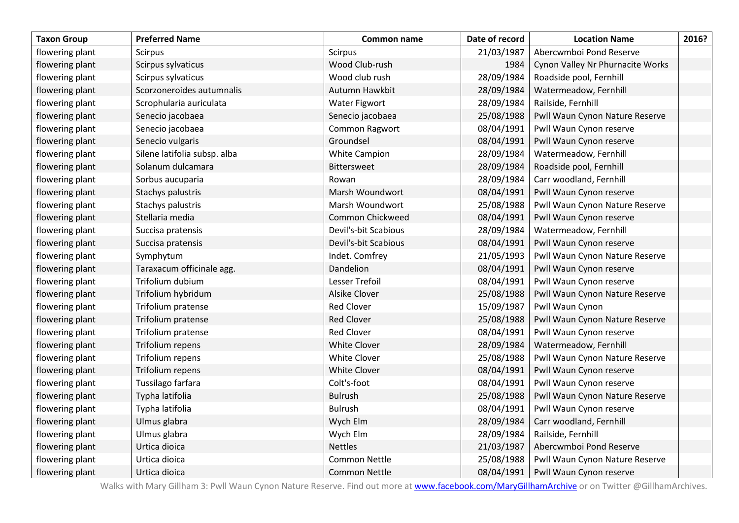| Taxon Group | Preferred Name | Common name | Date of record | Location Name | 2016? |
|---|---|---|---|---|---|
| flowering plant | Scirpus | Scirpus | 21/03/1987 | Abercwmboi Pond Reserve | |
| flowering plant | Scirpus sylvaticus | Wood Club-rush | 1984 | Cynon Valley Nr Phurnacite Works | |
| flowering plant | Scirpus sylvaticus | Wood club rush | 28/09/1984 | Roadside pool, Fernhill | |
| flowering plant | Scorzoneroides autumnalis | Autumn Hawkbit | 28/09/1984 | Watermeadow, Fernhill | |
| flowering plant | Scrophularia auriculata | Water Figwort | 28/09/1984 | Railside, Fernhill | |
| flowering plant | Senecio jacobaea | Senecio jacobaea | 25/08/1988 | Pwll Waun Cynon Nature Reserve | |
| flowering plant | Senecio jacobaea | Common Ragwort | 08/04/1991 | Pwll Waun Cynon reserve | |
| flowering plant | Senecio vulgaris | Groundsel | 08/04/1991 | Pwll Waun Cynon reserve | |
| flowering plant | Silene latifolia subsp. alba | White Campion | 28/09/1984 | Watermeadow, Fernhill | |
| flowering plant | Solanum dulcamara | Bittersweet | 28/09/1984 | Roadside pool, Fernhill | |
| flowering plant | Sorbus aucuparia | Rowan | 28/09/1984 | Carr woodland, Fernhill | |
| flowering plant | Stachys palustris | Marsh Woundwort | 08/04/1991 | Pwll Waun Cynon reserve | |
| flowering plant | Stachys palustris | Marsh Woundwort | 25/08/1988 | Pwll Waun Cynon Nature Reserve | |
| flowering plant | Stellaria media | Common Chickweed | 08/04/1991 | Pwll Waun Cynon reserve | |
| flowering plant | Succisa pratensis | Devil's-bit Scabious | 28/09/1984 | Watermeadow, Fernhill | |
| flowering plant | Succisa pratensis | Devil's-bit Scabious | 08/04/1991 | Pwll Waun Cynon reserve | |
| flowering plant | Symphytum | Indet. Comfrey | 21/05/1993 | Pwll Waun Cynon Nature Reserve | |
| flowering plant | Taraxacum officinale agg. | Dandelion | 08/04/1991 | Pwll Waun Cynon reserve | |
| flowering plant | Trifolium dubium | Lesser Trefoil | 08/04/1991 | Pwll Waun Cynon reserve | |
| flowering plant | Trifolium hybridum | Alsike Clover | 25/08/1988 | Pwll Waun Cynon Nature Reserve | |
| flowering plant | Trifolium pratense | Red Clover | 15/09/1987 | Pwll Waun Cynon | |
| flowering plant | Trifolium pratense | Red Clover | 25/08/1988 | Pwll Waun Cynon Nature Reserve | |
| flowering plant | Trifolium pratense | Red Clover | 08/04/1991 | Pwll Waun Cynon reserve | |
| flowering plant | Trifolium repens | White Clover | 28/09/1984 | Watermeadow, Fernhill | |
| flowering plant | Trifolium repens | White Clover | 25/08/1988 | Pwll Waun Cynon Nature Reserve | |
| flowering plant | Trifolium repens | White Clover | 08/04/1991 | Pwll Waun Cynon reserve | |
| flowering plant | Tussilago farfara | Colt's-foot | 08/04/1991 | Pwll Waun Cynon reserve | |
| flowering plant | Typha latifolia | Bulrush | 25/08/1988 | Pwll Waun Cynon Nature Reserve | |
| flowering plant | Typha latifolia | Bulrush | 08/04/1991 | Pwll Waun Cynon reserve | |
| flowering plant | Ulmus glabra | Wych Elm | 28/09/1984 | Carr woodland, Fernhill | |
| flowering plant | Ulmus glabra | Wych Elm | 28/09/1984 | Railside, Fernhill | |
| flowering plant | Urtica dioica | Nettles | 21/03/1987 | Abercwmboi Pond Reserve | |
| flowering plant | Urtica dioica | Common Nettle | 25/08/1988 | Pwll Waun Cynon Nature Reserve | |
| flowering plant | Urtica dioica | Common Nettle | 08/04/1991 | Pwll Waun Cynon reserve | |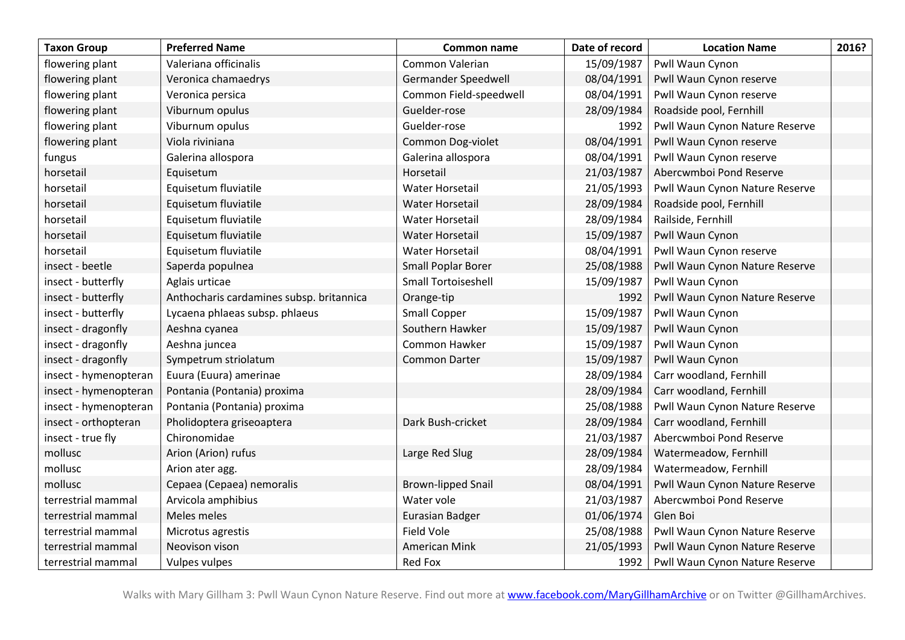| Taxon Group | Preferred Name | Common name | Date of record | Location Name | 2016? |
|---|---|---|---|---|---|
| flowering plant | Valeriana officinalis | Common Valerian | 15/09/1987 | Pwll Waun Cynon | |
| flowering plant | Veronica chamaedrys | Germander Speedwell | 08/04/1991 | Pwll Waun Cynon reserve | |
| flowering plant | Veronica persica | Common Field-speedwell | 08/04/1991 | Pwll Waun Cynon reserve | |
| flowering plant | Viburnum opulus | Guelder-rose | 28/09/1984 | Roadside pool, Fernhill | |
| flowering plant | Viburnum opulus | Guelder-rose | 1992 | Pwll Waun Cynon Nature Reserve | |
| flowering plant | Viola riviniana | Common Dog-violet | 08/04/1991 | Pwll Waun Cynon reserve | |
| fungus | Galerina allospora | Galerina allospora | 08/04/1991 | Pwll Waun Cynon reserve | |
| horsetail | Equisetum | Horsetail | 21/03/1987 | Abercwmboi Pond Reserve | |
| horsetail | Equisetum fluviatile | Water Horsetail | 21/05/1993 | Pwll Waun Cynon Nature Reserve | |
| horsetail | Equisetum fluviatile | Water Horsetail | 28/09/1984 | Roadside pool, Fernhill | |
| horsetail | Equisetum fluviatile | Water Horsetail | 28/09/1984 | Railside, Fernhill | |
| horsetail | Equisetum fluviatile | Water Horsetail | 15/09/1987 | Pwll Waun Cynon | |
| horsetail | Equisetum fluviatile | Water Horsetail | 08/04/1991 | Pwll Waun Cynon reserve | |
| insect - beetle | Saperda populnea | Small Poplar Borer | 25/08/1988 | Pwll Waun Cynon Nature Reserve | |
| insect - butterfly | Aglais urticae | Small Tortoiseshell | 15/09/1987 | Pwll Waun Cynon | |
| insect - butterfly | Anthocharis cardamines subsp. britannica | Orange-tip | 1992 | Pwll Waun Cynon Nature Reserve | |
| insect - butterfly | Lycaena phlaeas subsp. phlaeus | Small Copper | 15/09/1987 | Pwll Waun Cynon | |
| insect - dragonfly | Aeshna cyanea | Southern Hawker | 15/09/1987 | Pwll Waun Cynon | |
| insect - dragonfly | Aeshna juncea | Common Hawker | 15/09/1987 | Pwll Waun Cynon | |
| insect - dragonfly | Sympetrum striolatum | Common Darter | 15/09/1987 | Pwll Waun Cynon | |
| insect - hymenopteran | Euura (Euura) amerinae | | 28/09/1984 | Carr woodland, Fernhill | |
| insect - hymenopteran | Pontania (Pontania) proxima | | 28/09/1984 | Carr woodland, Fernhill | |
| insect - hymenopteran | Pontania (Pontania) proxima | | 25/08/1988 | Pwll Waun Cynon Nature Reserve | |
| insect - orthopteran | Pholidoptera griseoaptera | Dark Bush-cricket | 28/09/1984 | Carr woodland, Fernhill | |
| insect - true fly | Chironomidae | | 21/03/1987 | Abercwmboi Pond Reserve | |
| mollusc | Arion (Arion) rufus | Large Red Slug | 28/09/1984 | Watermeadow, Fernhill | |
| mollusc | Arion ater agg. | | 28/09/1984 | Watermeadow, Fernhill | |
| mollusc | Cepaea (Cepaea) nemoralis | Brown-lipped Snail | 08/04/1991 | Pwll Waun Cynon Nature Reserve | |
| terrestrial mammal | Arvicola amphibius | Water vole | 21/03/1987 | Abercwmboi Pond Reserve | |
| terrestrial mammal | Meles meles | Eurasian Badger | 01/06/1974 | Glen Boi | |
| terrestrial mammal | Microtus agrestis | Field Vole | 25/08/1988 | Pwll Waun Cynon Nature Reserve | |
| terrestrial mammal | Neovison vison | American Mink | 21/05/1993 | Pwll Waun Cynon Nature Reserve | |
| terrestrial mammal | Vulpes vulpes | Red Fox | 1992 | Pwll Waun Cynon Nature Reserve | |